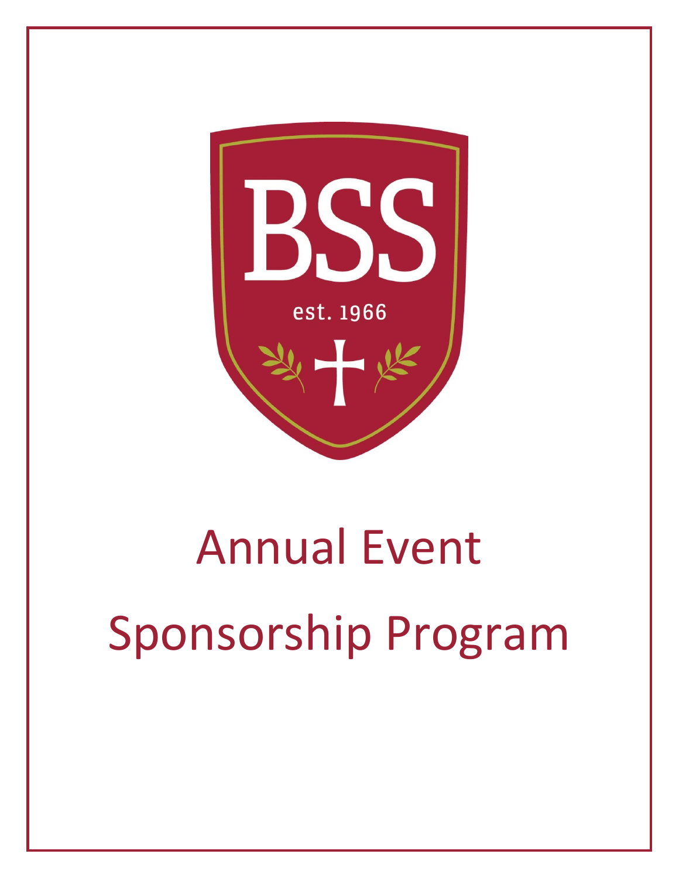BSS

est. 1966

# Annual Event

# Sponsorship Program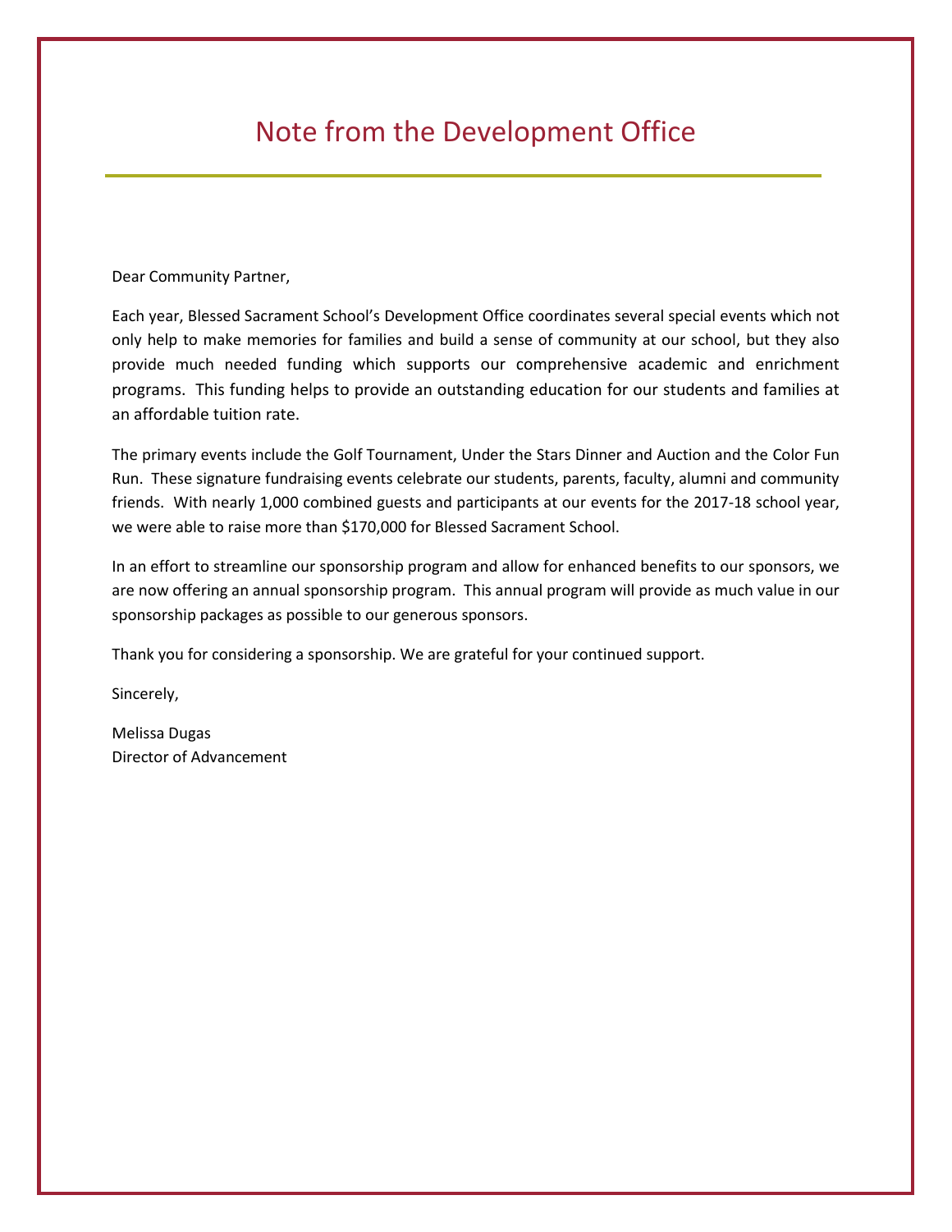# Note from the Development Office

Dear Community Partner,

Each year, Blessed Sacrament School's Development Office coordinates several special events which not only help to make memories for families and build a sense of community at our school, but they also provide much needed funding which supports our comprehensive academic and enrichment programs. This funding helps to provide an outstanding education for our students and families at an affordable tuition rate.

The primary events include the Golf Tournament, Under the Stars Dinner and Auction and the Color Fun Run. These signature fundraising events celebrate our students, parents, faculty, alumni and community friends. With nearly 1,000 combined guests and participants at our events for the 2017-18 school year, we were able to raise more than $170,000 for Blessed Sacrament School.

In an effort to streamline our sponsorship program and allow for enhanced benefits to our sponsors, we are now offering an annual sponsorship program. This annual program will provide as much value in our sponsorship packages as possible to our generous sponsors.

Thank you for considering a sponsorship. We are grateful for your continued support.

Sincerely,

Melissa Dugas
Director of Advancement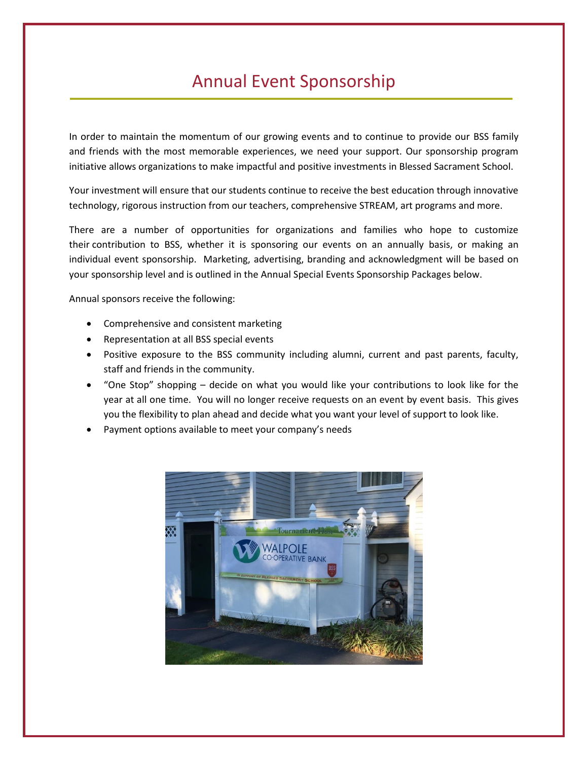# Annual Event Sponsorship

In order to maintain the momentum of our growing events and to continue to provide our BSS family and friends with the most memorable experiences, we need your support. Our sponsorship program initiative allows organizations to make impactful and positive investments in Blessed Sacrament School.

Your investment will ensure that our students continue to receive the best education through innovative technology, rigorous instruction from our teachers, comprehensive STREAM, art programs and more.

There are a number of opportunities for organizations and families who hope to customize their contribution to BSS, whether it is sponsoring our events on an annually basis, or making an individual event sponsorship. Marketing, advertising, branding and acknowledgment will be based on your sponsorship level and is outlined in the Annual Special Events Sponsorship Packages below.

Annual sponsors receive the following:

- Comprehensive and consistent marketing
- Representation at all BSS special events
- Positive exposure to the BSS community including alumni, current and past parents, faculty, staff and friends in the community.
- "One Stop" shopping – decide on what you would like your contributions to look like for the year at all one time. You will no longer receive requests on an event by event basis. This gives you the flexibility to plan ahead and decide what you want your level of support to look like.
- Payment options available to meet your company's needs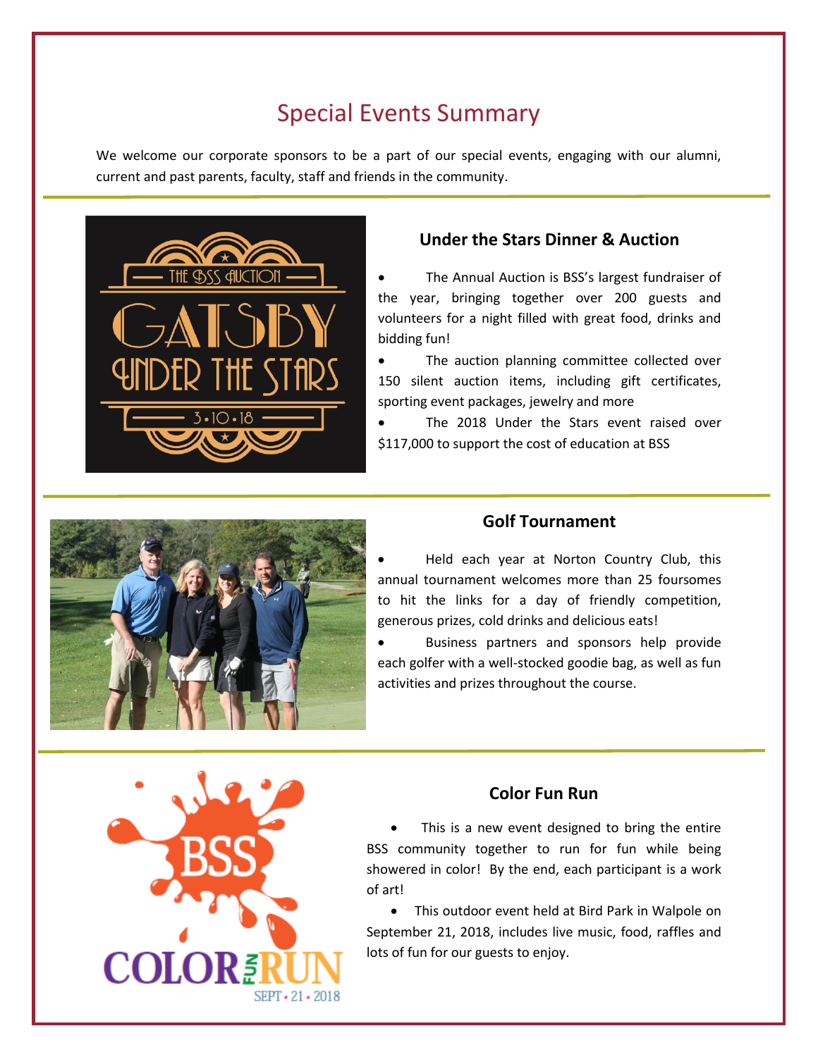# Special Events Summary

We welcome our corporate sponsors to be a part of our special events, engaging with our alumni, current and past parents, faculty, staff and friends in the community.

### Under the Stars Dinner & Auction

- The Annual Auction is BSS's largest fundraiser of the year, bringing together over 200 guests and volunteers for a night filled with great food, drinks and bidding fun!
- The auction planning committee collected over 150 silent auction items, including gift certificates, sporting event packages, jewelry and more
- The 2018 Under the Stars event raised over $117,000 to support the cost of education at BSS

### Golf Tournament

- Held each year at Norton Country Club, this annual tournament welcomes more than 25 foursomes to hit the links for a day of friendly competition, generous prizes, cold drinks and delicious eats!
- Business partners and sponsors help provide each golfer with a well-stocked goodie bag, as well as fun activities and prizes throughout the course.

### Color Fun Run

- This is a new event designed to bring the entire BSS community together to run for fun while being showered in color! By the end, each participant is a work of art!
- This outdoor event held at Bird Park in Walpole on September 21, 2018, includes live music, food, raffles and lots of fun for our guests to enjoy.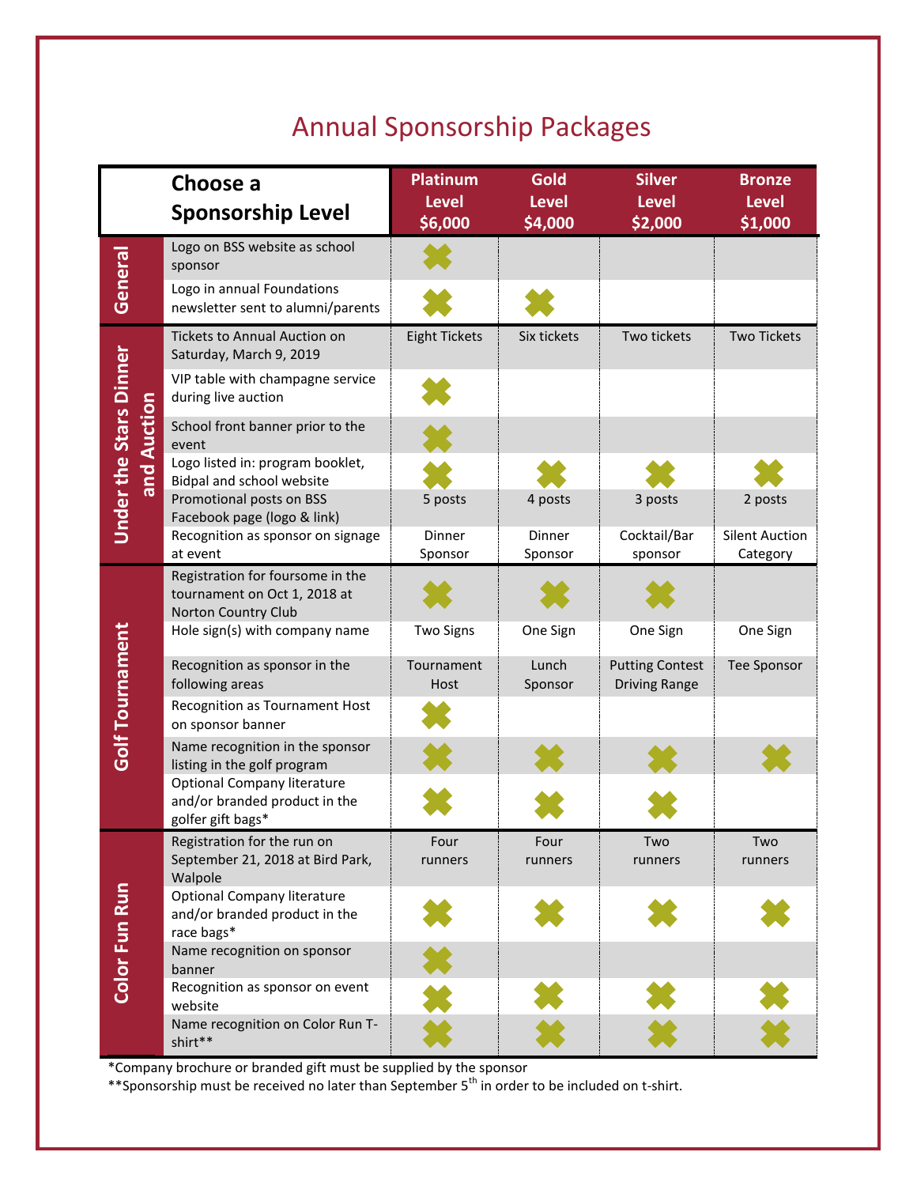# Annual Sponsorship Packages

| | Choose a Sponsorship Level | Platinum Level $6,000 | Gold Level $4,000 | Silver Level $2,000 | Bronze Level $1,000 |
|---|---|---|---|---|---|
| General | Logo on BSS website as school sponsor | ✖ | | | |
| | Logo in annual Foundations newsletter sent to alumni/parents | ✖ | ✖ | | |
| Under the Stars Dinner and Auction | Tickets to Annual Auction on Saturday, March 9, 2019 | Eight Tickets | Six tickets | Two tickets | Two Tickets |
| | VIP table with champagne service during live auction | ✖ | | | |
| | School front banner prior to the event | ✖ | | | |
| | Logo listed in: program booklet, Bidpal and school website | ✖ | ✖ | ✖ | ✖ |
| | Promotional posts on BSS Facebook page (logo & link) | 5 posts | 4 posts | 3 posts | 2 posts |
| | Recognition as sponsor on signage at event | Dinner Sponsor | Dinner Sponsor | Cocktail/Bar sponsor | Silent Auction Category |
| Golf Tournament | Registration for foursome in the tournament on Oct 1, 2018 at Norton Country Club | ✖ | ✖ | ✖ | |
| | Hole sign(s) with company name | Two Signs | One Sign | One Sign | One Sign |
| | Recognition as sponsor in the following areas | Tournament Host | Lunch Sponsor | Putting Contest Driving Range | Tee Sponsor |
| | Recognition as Tournament Host on sponsor banner | ✖ | | | |
| | Name recognition in the sponsor listing in the golf program | ✖ | ✖ | ✖ | ✖ |
| | Optional Company literature and/or branded product in the golfer gift bags* | ✖ | ✖ | ✖ | |
| Color Fun Run | Registration for the run on September 21, 2018 at Bird Park, Walpole | Four runners | Four runners | Two runners | Two runners |
| | Optional Company literature and/or branded product in the race bags* | ✖ | ✖ | ✖ | ✖ |
| | Name recognition on sponsor banner | ✖ | | | |
| | Recognition as sponsor on event website | ✖ | ✖ | ✖ | ✖ |
| | Name recognition on Color Run T-shirt** | ✖ | ✖ | ✖ | ✖ |

*Company brochure or branded gift must be supplied by the sponsor

**Sponsorship must be received no later than September 5th in order to be included on t-shirt.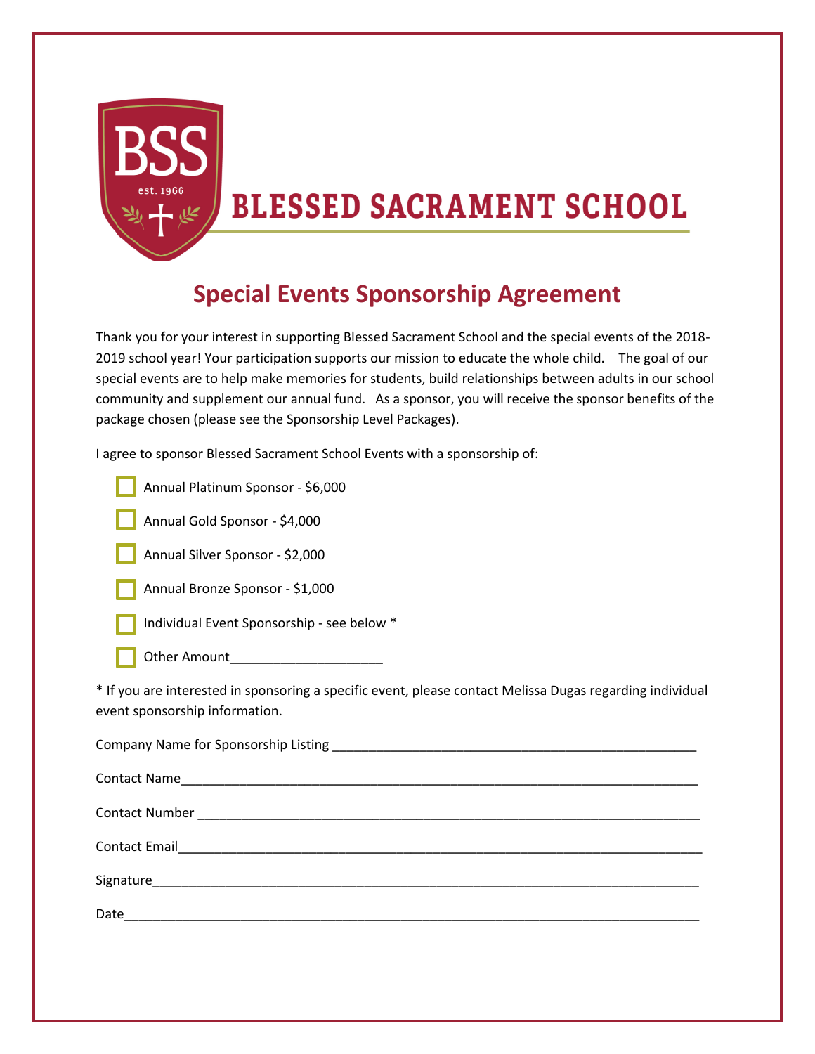BSS

est. 1966

# BLESSED SACRAMENT SCHOOL

## Special Events Sponsorship Agreement

Thank you for your interest in supporting Blessed Sacrament School and the special events of the 2018-2019 school year! Your participation supports our mission to educate the whole child. The goal of our special events are to help make memories for students, build relationships between adults in our school community and supplement our annual fund. As a sponsor, you will receive the sponsor benefits of the package chosen (please see the Sponsorship Level Packages).

I agree to sponsor Blessed Sacrament School Events with a sponsorship of:

- ☐ Annual Platinum Sponsor - $6,000
- ☐ Annual Gold Sponsor - $4,000
- ☐ Annual Silver Sponsor - $2,000
- ☐ Annual Bronze Sponsor - $1,000
- ☐ Individual Event Sponsorship - see below *
- ☐ Other Amount_____________________

* If you are interested in sponsoring a specific event, please contact Melissa Dugas regarding individual event sponsorship information.

Company Name for Sponsorship Listing ____________________________________________________

Contact Name___________________________________________________________________________

Contact Number _________________________________________________________________________

Contact Email____________________________________________________________________________

Signature________________________________________________________________________________

Date____________________________________________________________________________________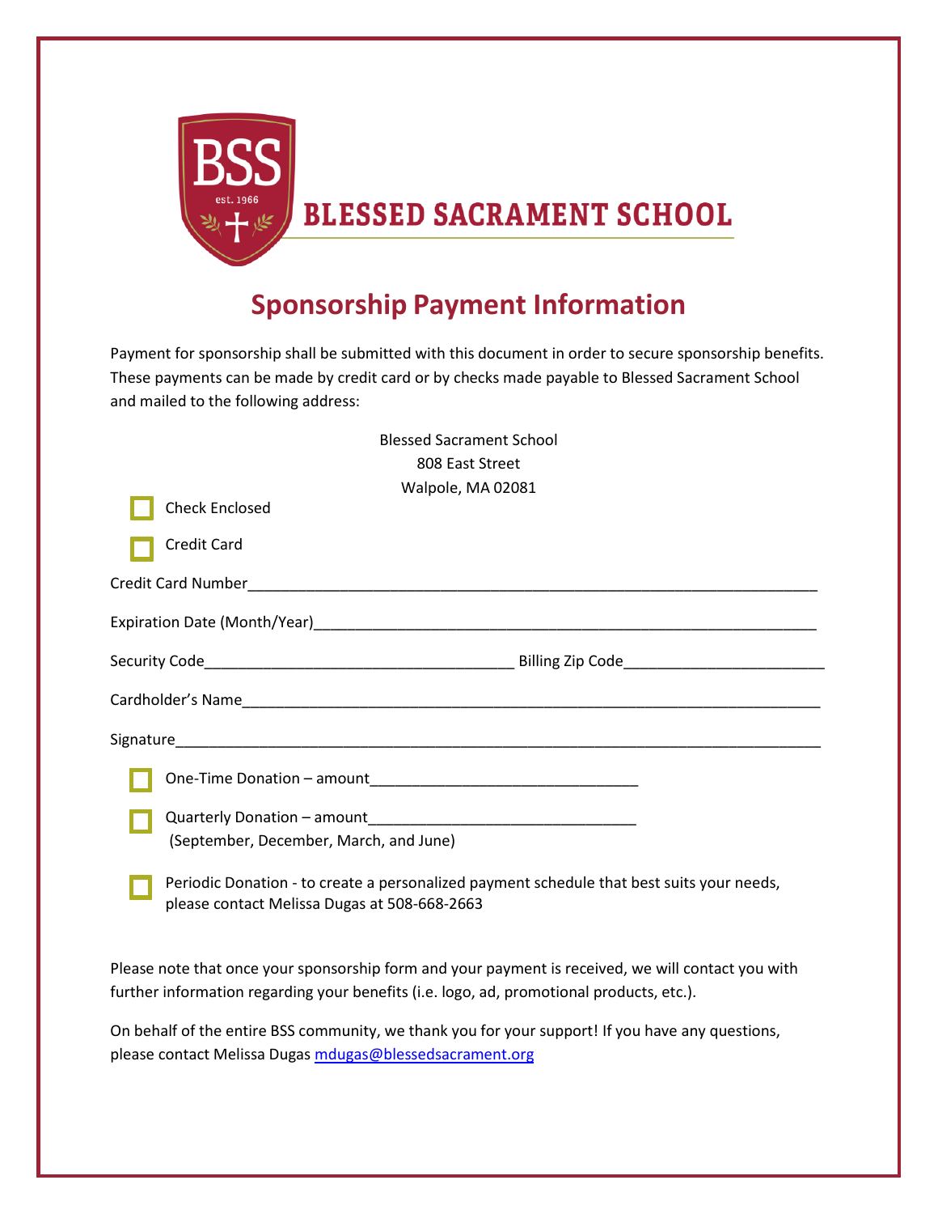BSS est. 1966 BLESSED SACRAMENT SCHOOL

# Sponsorship Payment Information

Payment for sponsorship shall be submitted with this document in order to secure sponsorship benefits. These payments can be made by credit card or by checks made payable to Blessed Sacrament School and mailed to the following address:

Blessed Sacrament School
808 East Street
Walpole, MA 02081

☐ Check Enclosed

☐ Credit Card

Credit Card Number________________________________________________________________________

Expiration Date (Month/Year)______________________________________________________________

Security Code_____________________________________ Billing Zip Code________________________

Cardholder's Name_________________________________________________________________________

Signature_________________________________________________________________________________

☐ One-Time Donation – amount_______________________________

☐ Quarterly Donation – amount_______________________________
(September, December, March, and June)

☐ Periodic Donation - to create a personalized payment schedule that best suits your needs, please contact Melissa Dugas at 508-668-2663

Please note that once your sponsorship form and your payment is received, we will contact you with further information regarding your benefits (i.e. logo, ad, promotional products, etc.).

On behalf of the entire BSS community, we thank you for your support! If you have any questions, please contact Melissa Dugas mdugas@blessedsacrament.org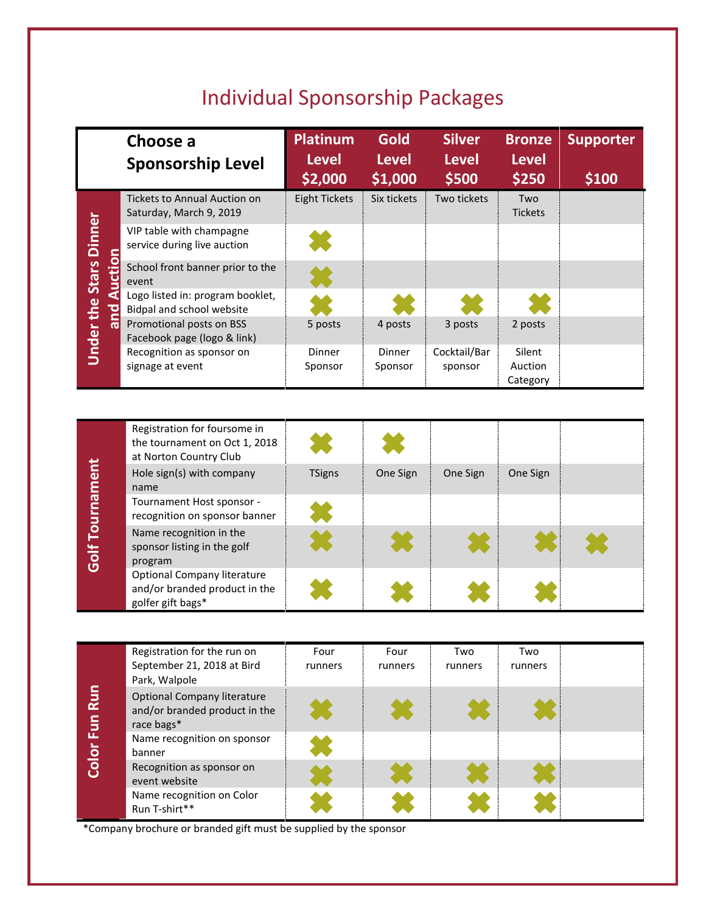# Individual Sponsorship Packages

| | Choose a Sponsorship Level | Platinum Level $2,000 | Gold Level $1,000 | Silver Level $500 | Bronze Level $250 | Supporter $100 |
|---|---|---|---|---|---|---|
| Under the Stars Dinner and Auction | Tickets to Annual Auction on Saturday, March 9, 2019 | Eight Tickets | Six tickets | Two tickets | Two Tickets | |
| | VIP table with champagne service during live auction | ✖ | | | | |
| | School front banner prior to the event | ✖ | | | | |
| | Logo listed in: program booklet, Bidpal and school website | ✖ | ✖ | ✖ | ✖ | |
| | Promotional posts on BSS Facebook page (logo & link) | 5 posts | 4 posts | 3 posts | 2 posts | |
| | Recognition as sponsor on signage at event | Dinner Sponsor | Dinner Sponsor | Cocktail/Bar sponsor | Silent Auction Category | |
| Golf Tournament | Registration for foursome in the tournament on Oct 1, 2018 at Norton Country Club | ✖ | ✖ | | | |
| | Hole sign(s) with company name | TSigns | One Sign | One Sign | One Sign | |
| | Tournament Host sponsor - recognition on sponsor banner | ✖ | | | | |
| | Name recognition in the sponsor listing in the golf program | ✖ | ✖ | ✖ | ✖ | ✖ |
| | Optional Company literature and/or branded product in the golfer gift bags* | ✖ | ✖ | ✖ | ✖ | |
| Color Fun Run | Registration for the run on September 21, 2018 at Bird Park, Walpole | Four runners | Four runners | Two runners | Two runners | |
| | Optional Company literature and/or branded product in the race bags* | ✖ | ✖ | ✖ | ✖ | |
| | Name recognition on sponsor banner | ✖ | | | | |
| | Recognition as sponsor on event website | ✖ | ✖ | ✖ | ✖ | |
| | Name recognition on Color Run T-shirt** | ✖ | ✖ | ✖ | ✖ | |

*Company brochure or branded gift must be supplied by the sponsor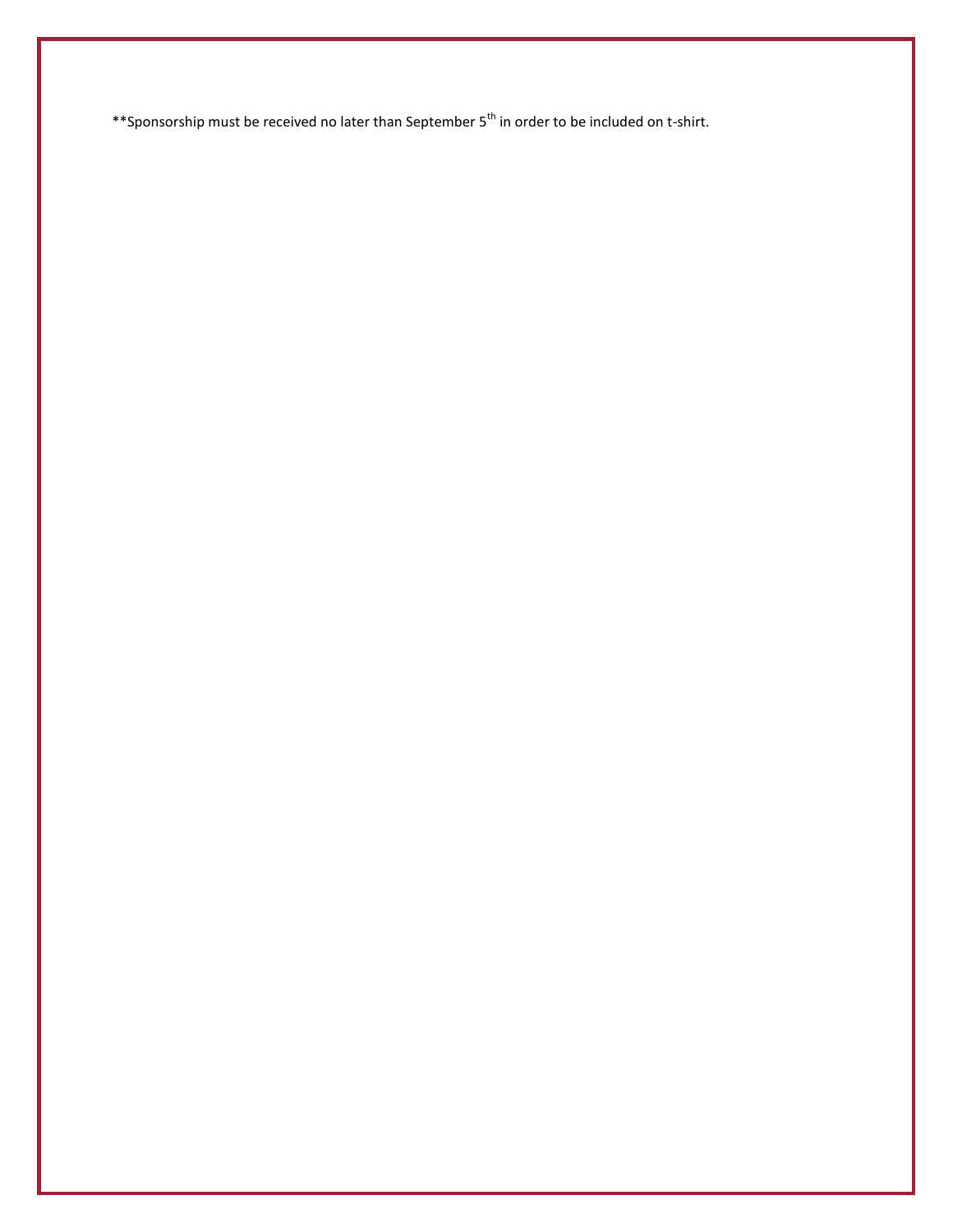**Sponsorship must be received no later than September 5th in order to be included on t-shirt.